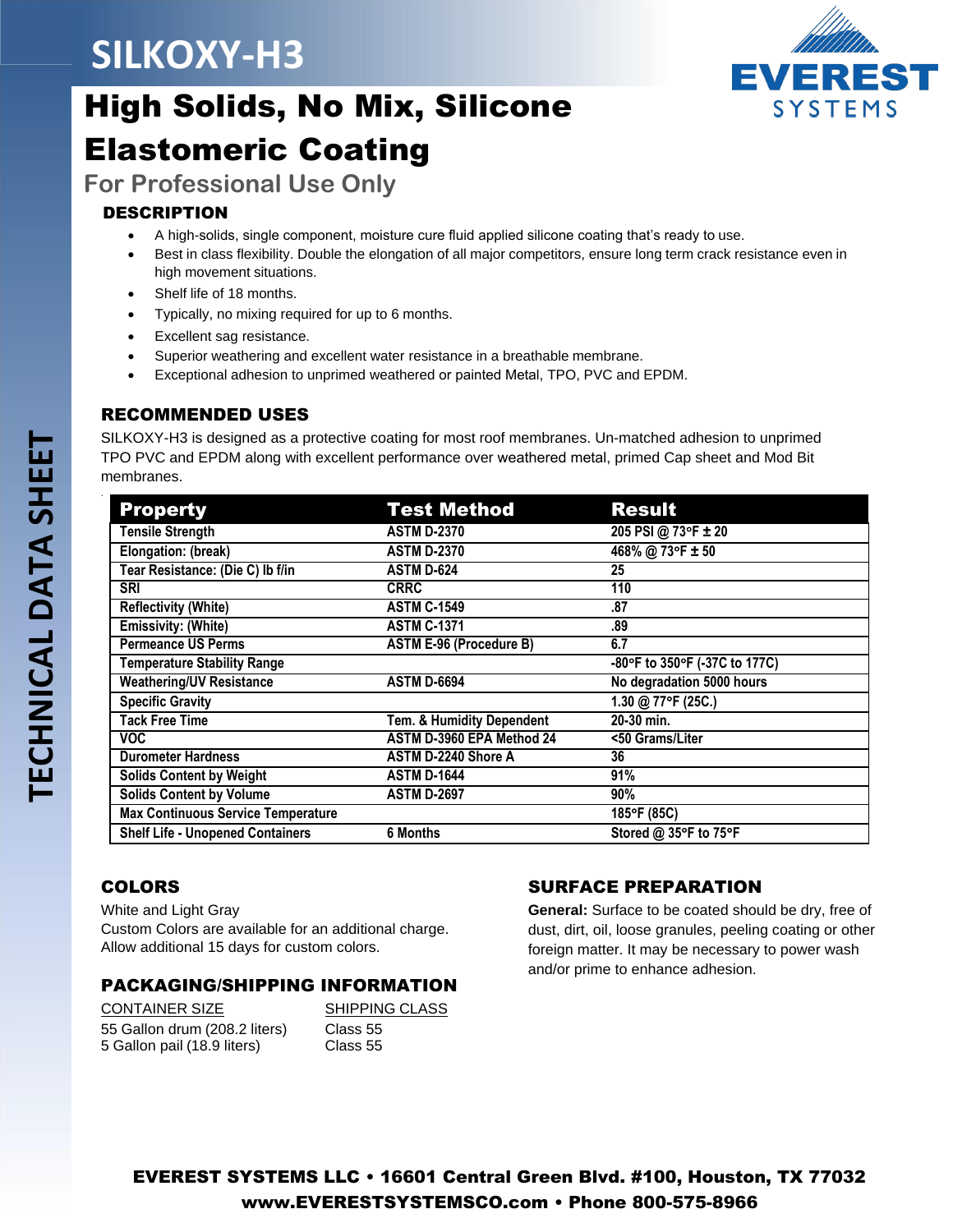# SILKOXY-H3

EVEREST SYSTEMS

## High Solids, No Mix, Silicone Elastomeric Coating

### For Professional Use Only

TECHNICAL DATA SHEET

### DESCRIPTION

- A high-solids, single component, moisture cure fluid applied silicone coating that's ready to use.
- Best in class flexibility. Double the elongation of all major competitors, ensure long term crack resistance even in high movement situations.
- Shelf life of 18 months.
- Typically, no mixing required for up to 6 months.
- Excellent sag resistance.
- Superior weathering and excellent water resistance in a breathable membrane.
- Exceptional adhesion to unprimed weathered or painted Metal, TPO, PVC and EPDM.

### RECOMMENDED USES

SILKOXY-H3 is designed as a protective coating for most roof membranes. Un-matched adhesion to unprimed TPO PVC and EPDM along with excellent performance over weathered metal, primed Cap sheet and Mod Bit membranes.

| Property | Test Method | Result |
|---|---|---|
| Tensile Strength | ASTM D-2370 | 205 PSI @ 73°F ± 20 |
| Elongation: (break) | ASTM D-2370 | 468% @ 73°F ± 50 |
| Tear Resistance: (Die C) lb f/in | ASTM D-624 | 25 |
| SRI | CRRC | 110 |
| Reflectivity (White) | ASTM C-1549 | .87 |
| Emissivity: (White) | ASTM C-1371 | .89 |
| Permeance US Perms | ASTM E-96 (Procedure B) | 6.7 |
| Temperature Stability Range | | -80°F to 350°F (-37C to 177C) |
| Weathering/UV Resistance | ASTM D-6694 | No degradation 5000 hours |
| Specific Gravity | | 1.30 @ 77°F (25C.) |
| Tack Free Time | Tem. & Humidity Dependent | 20-30 min. |
| VOC | ASTM D-3960 EPA Method 24 | <50 Grams/Liter |
| Durometer Hardness | ASTM D-2240 Shore A | 36 |
| Solids Content by Weight | ASTM D-1644 | 91% |
| Solids Content by Volume | ASTM D-2697 | 90% |
| Max Continuous Service Temperature | | 185°F (85C) |
| Shelf Life - Unopened Containers | 6 Months | Stored @ 35°F to 75°F |

### COLORS

White and Light Gray
Custom Colors are available for an additional charge.
Allow additional 15 days for custom colors.

### PACKAGING/SHIPPING INFORMATION

| CONTAINER SIZE | SHIPPING CLASS |
|---|---|
| 55 Gallon drum (208.2 liters) | Class 55 |
| 5 Gallon pail (18.9 liters) | Class 55 |

### SURFACE PREPARATION

**General:** Surface to be coated should be dry, free of dust, dirt, oil, loose granules, peeling coating or other foreign matter. It may be necessary to power wash and/or prime to enhance adhesion.

**EVEREST SYSTEMS LLC • 16601 Central Green Blvd. #100, Houston, TX 77032**
**www.EVERESTSYSTEMSCO.com • Phone 800-575-8966**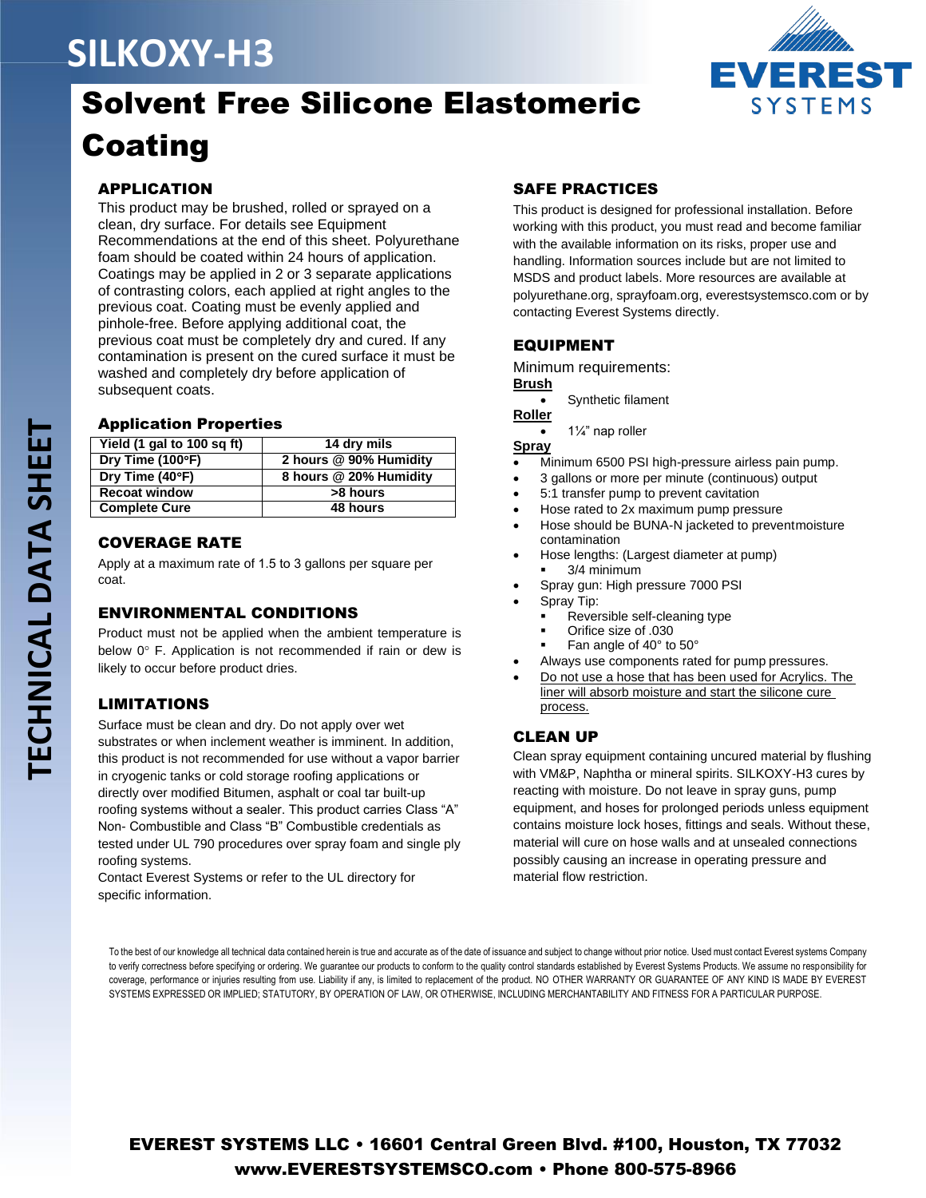# SILKOXY-H3

# Solvent Free Silicone Elastomeric Coating

TECHNICAL DATA SHEET

## APPLICATION

This product may be brushed, rolled or sprayed on a clean, dry surface. For details see Equipment Recommendations at the end of this sheet. Polyurethane foam should be coated within 24 hours of application. Coatings may be applied in 2 or 3 separate applications of contrasting colors, each applied at right angles to the previous coat. Coating must be evenly applied and pinhole-free. Before applying additional coat, the previous coat must be completely dry and cured. If any contamination is present on the cured surface it must be washed and completely dry before application of subsequent coats.

## Application Properties

| | |
|---|---|
| **Yield (1 gal to 100 sq ft)** | **14 dry mils** |
| **Dry Time (100°F)** | **2 hours @ 90% Humidity** |
| **Dry Time (40°F)** | **8 hours @ 20% Humidity** |
| **Recoat window** | **>8 hours** |
| **Complete Cure** | **48 hours** |

## COVERAGE RATE

Apply at a maximum rate of 1.5 to 3 gallons per square per coat.

## ENVIRONMENTAL CONDITIONS

Product must not be applied when the ambient temperature is below 0° F. Application is not recommended if rain or dew is likely to occur before product dries.

## LIMITATIONS

Surface must be clean and dry. Do not apply over wet substrates or when inclement weather is imminent. In addition, this product is not recommended for use without a vapor barrier in cryogenic tanks or cold storage roofing applications or directly over modified Bitumen, asphalt or coal tar built-up roofing systems without a sealer. This product carries Class "A" Non- Combustible and Class "B" Combustible credentials as tested under UL 790 procedures over spray foam and single ply roofing systems.

Contact Everest Systems or refer to the UL directory for specific information.

## SAFE PRACTICES

This product is designed for professional installation. Before working with this product, you must read and become familiar with the available information on its risks, proper use and handling. Information sources include but are not limited to MSDS and product labels. More resources are available at polyurethane.org, sprayfoam.org, everestsystemsco.com or by contacting Everest Systems directly.

## EQUIPMENT

Minimum requirements:

**Brush**

- Synthetic filament

**Roller**

- 1¼" nap roller

**Spray**

- Minimum 6500 PSI high-pressure airless pain pump.
- 3 gallons or more per minute (continuous) output
- 5:1 transfer pump to prevent cavitation
- Hose rated to 2x maximum pump pressure
- Hose should be BUNA-N jacketed to preventmoisture contamination
- Hose lengths: (Largest diameter at pump)
  - 3/4 minimum
- Spray gun: High pressure 7000 PSI
- Spray Tip:
  - Reversible self-cleaning type
  - Orifice size of .030
  - Fan angle of 40° to 50°
- Always use components rated for pump pressures.
- Do not use a hose that has been used for Acrylics. The liner will absorb moisture and start the silicone cure process.

## CLEAN UP

Clean spray equipment containing uncured material by flushing with VM&P, Naphtha or mineral spirits. SILKOXY-H3 cures by reacting with moisture. Do not leave in spray guns, pump equipment, and hoses for prolonged periods unless equipment contains moisture lock hoses, fittings and seals. Without these, material will cure on hose walls and at unsealed connections possibly causing an increase in operating pressure and material flow restriction.

To the best of our knowledge all technical data contained herein is true and accurate as of the date of issuance and subject to change without prior notice. Used must contact Everest systems Company to verify correctness before specifying or ordering. We guarantee our products to conform to the quality control standards established by Everest Systems Products. We assume no responsibility for coverage, performance or injuries resulting from use. Liability if any, is limited to replacement of the product. NO OTHER WARRANTY OR GUARANTEE OF ANY KIND IS MADE BY EVEREST SYSTEMS EXPRESSED OR IMPLIED; STATUTORY, BY OPERATION OF LAW, OR OTHERWISE, INCLUDING MERCHANTABILITY AND FITNESS FOR A PARTICULAR PURPOSE.

**EVEREST SYSTEMS LLC • 16601 Central Green Blvd. #100, Houston, TX 77032**
**www.EVERESTSYSTEMSCO.com • Phone 800-575-8966**